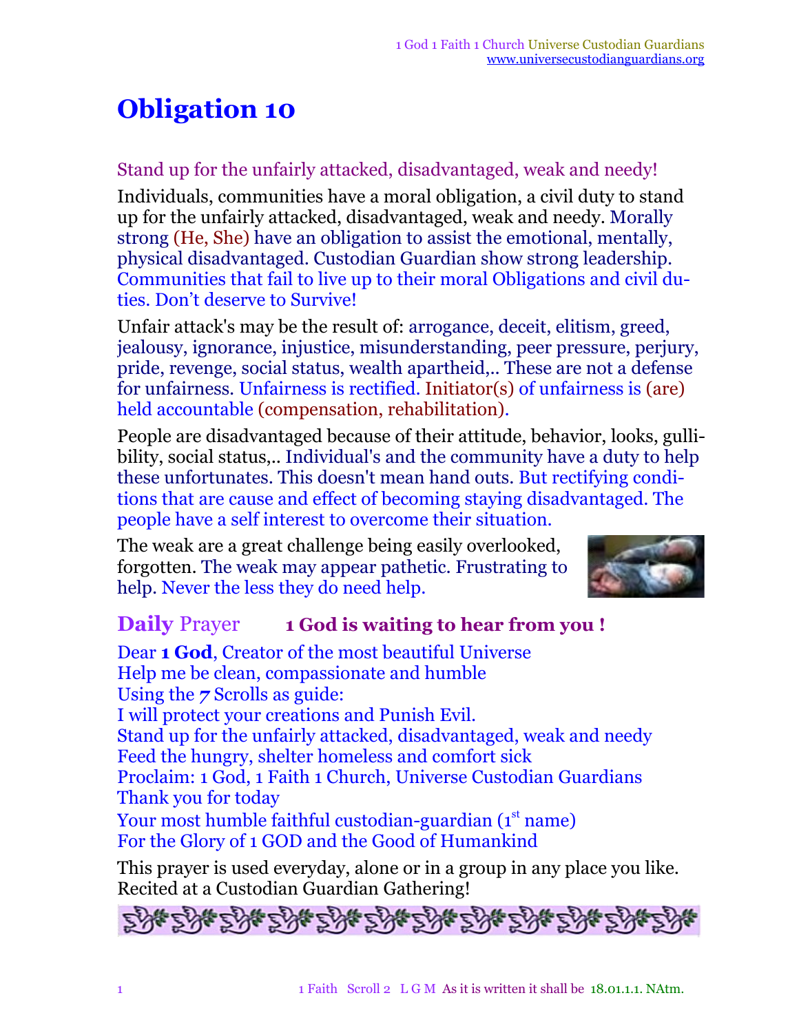# Obligation 10

Stand up for the unfairly attacked, disadvantaged, weak and needy!

Individuals, communities have a moral obligation, a civil duty to stand up for the unfairly attacked, disadvantaged, weak and needy. Morally strong (He, She) have an obligation to assist the emotional, mentally, physical disadvantaged. Custodian Guardian show strong leadership. Communities that fail to live up to their moral Obligations and civil duties. Don't deserve to Survive!

Unfair attack's may be the result of: arrogance, deceit, elitism, greed, jealousy, ignorance, injustice, misunderstanding, peer pressure, perjury, pride, revenge, social status, wealth apartheid,.. These are not a defense for unfairness. Unfairness is rectified. Initiator(s) of unfairness is (are) held accountable (compensation, rehabilitation).

People are disadvantaged because of their attitude, behavior, looks, gullibility, social status,.. Individual's and the community have a duty to help these unfortunates. This doesn't mean hand outs. But rectifying conditions that are cause and effect of becoming staying disadvantaged. The people have a self interest to overcome their situation.

The weak are a great challenge being easily overlooked, forgotten. The weak may appear pathetic. Frustrating to help. Never the less they do need help.

## **Daily** Prayer **1 God is waiting to hear from you !**

Dear **1 God**, Creator of the most beautiful Universe
Help me be clean, compassionate and humble
Using the ***7*** Scrolls as guide:
I will protect your creations and Punish Evil.
Stand up for the unfairly attacked, disadvantaged, weak and needy
Feed the hungry, shelter homeless and comfort sick
Proclaim: 1 God, 1 Faith 1 Church, Universe Custodian Guardians
Thank you for today
Your most humble faithful custodian-guardian (1st name)
For the Glory of 1 GOD and the Good of Humankind

This prayer is used everyday, alone or in a group in any place you like. Recited at a Custodian Guardian Gathering!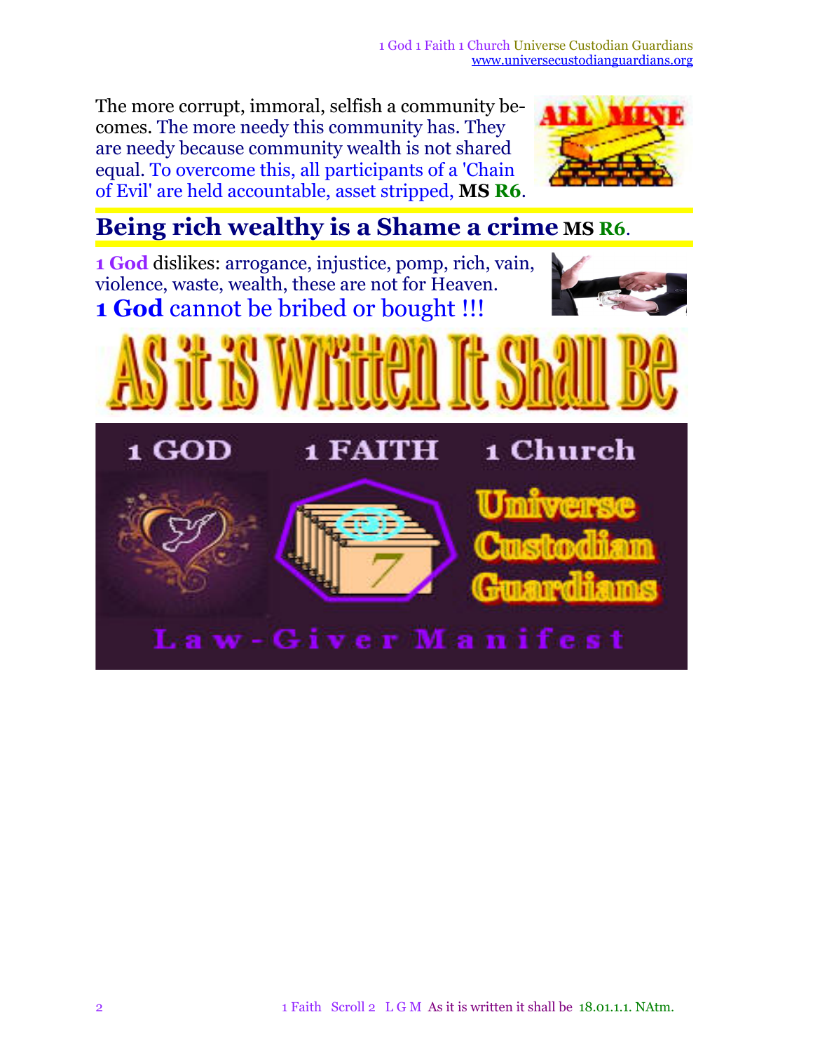The more corrupt, immoral, selfish a community becomes. The more needy this community has. They are needy because community wealth is not shared equal. To overcome this, all participants of a 'Chain of Evil' are held accountable, asset stripped, **MS R6**.

## Being rich wealthy is a Shame a crime MS R6.

**1 God** dislikes: arrogance, injustice, pomp, rich, vain, violence, waste, wealth, these are not for Heaven.

**1 God** cannot be bribed or bought !!!